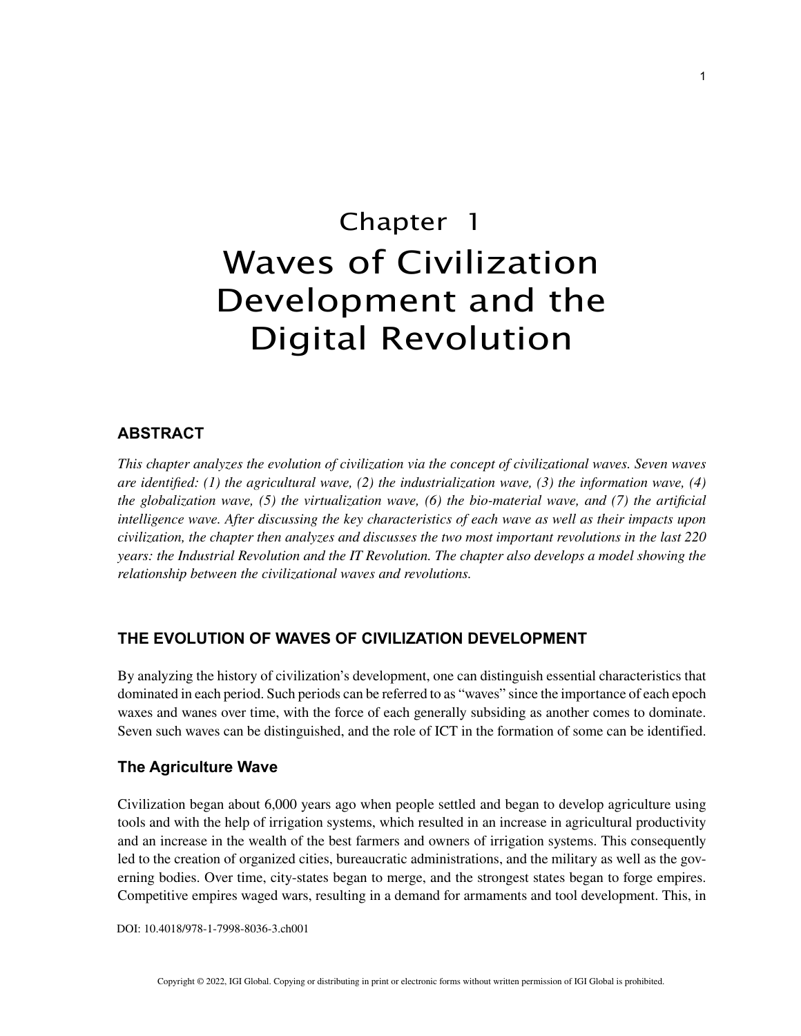# Chapter 1
# Waves of Civilization Development and the Digital Revolution

## ABSTRACT

*This chapter analyzes the evolution of civilization via the concept of civilizational waves. Seven waves are identified: (1) the agricultural wave, (2) the industrialization wave, (3) the information wave, (4) the globalization wave, (5) the virtualization wave, (6) the bio-material wave, and (7) the artificial intelligence wave. After discussing the key characteristics of each wave as well as their impacts upon civilization, the chapter then analyzes and discusses the two most important revolutions in the last 220 years: the Industrial Revolution and the IT Revolution. The chapter also develops a model showing the relationship between the civilizational waves and revolutions.*

## THE EVOLUTION OF WAVES OF CIVILIZATION DEVELOPMENT

By analyzing the history of civilization's development, one can distinguish essential characteristics that dominated in each period. Such periods can be referred to as "waves" since the importance of each epoch waxes and wanes over time, with the force of each generally subsiding as another comes to dominate. Seven such waves can be distinguished, and the role of ICT in the formation of some can be identified.

### The Agriculture Wave

Civilization began about 6,000 years ago when people settled and began to develop agriculture using tools and with the help of irrigation systems, which resulted in an increase in agricultural productivity and an increase in the wealth of the best farmers and owners of irrigation systems. This consequently led to the creation of organized cities, bureaucratic administrations, and the military as well as the governing bodies. Over time, city-states began to merge, and the strongest states began to forge empires. Competitive empires waged wars, resulting in a demand for armaments and tool development. This, in

DOI: 10.4018/978-1-7998-8036-3.ch001

Copyright © 2022, IGI Global. Copying or distributing in print or electronic forms without written permission of IGI Global is prohibited.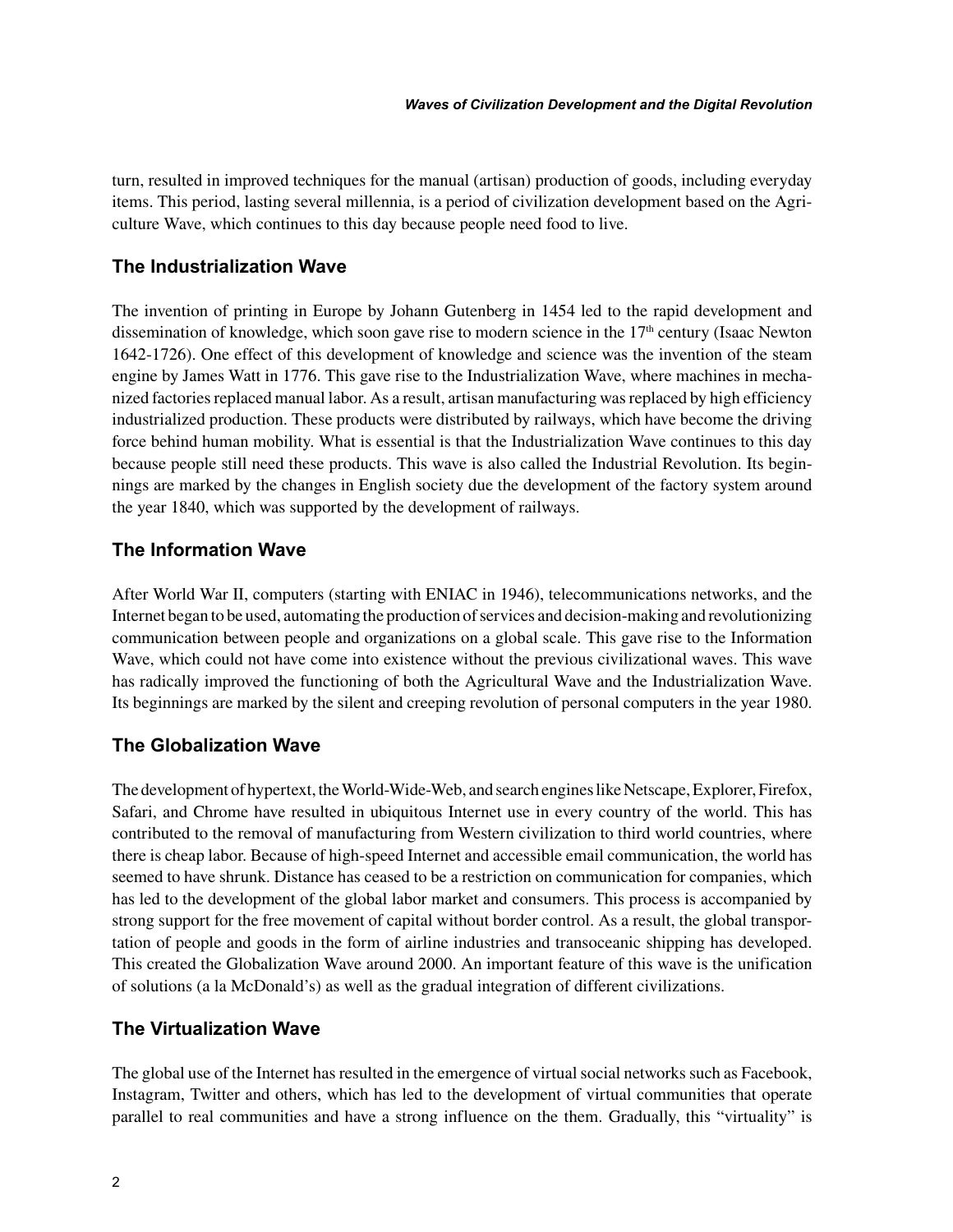turn, resulted in improved techniques for the manual (artisan) production of goods, including everyday items. This period, lasting several millennia, is a period of civilization development based on the Agriculture Wave, which continues to this day because people need food to live.

## The Industrialization Wave

The invention of printing in Europe by Johann Gutenberg in 1454 led to the rapid development and dissemination of knowledge, which soon gave rise to modern science in the 17th century (Isaac Newton 1642-1726). One effect of this development of knowledge and science was the invention of the steam engine by James Watt in 1776. This gave rise to the Industrialization Wave, where machines in mechanized factories replaced manual labor. As a result, artisan manufacturing was replaced by high efficiency industrialized production. These products were distributed by railways, which have become the driving force behind human mobility. What is essential is that the Industrialization Wave continues to this day because people still need these products. This wave is also called the Industrial Revolution. Its beginnings are marked by the changes in English society due the development of the factory system around the year 1840, which was supported by the development of railways.

## The Information Wave

After World War II, computers (starting with ENIAC in 1946), telecommunications networks, and the Internet began to be used, automating the production of services and decision-making and revolutionizing communication between people and organizations on a global scale. This gave rise to the Information Wave, which could not have come into existence without the previous civilizational waves. This wave has radically improved the functioning of both the Agricultural Wave and the Industrialization Wave. Its beginnings are marked by the silent and creeping revolution of personal computers in the year 1980.

## The Globalization Wave

The development of hypertext, the World-Wide-Web, and search engines like Netscape, Explorer, Firefox, Safari, and Chrome have resulted in ubiquitous Internet use in every country of the world. This has contributed to the removal of manufacturing from Western civilization to third world countries, where there is cheap labor. Because of high-speed Internet and accessible email communication, the world has seemed to have shrunk. Distance has ceased to be a restriction on communication for companies, which has led to the development of the global labor market and consumers. This process is accompanied by strong support for the free movement of capital without border control. As a result, the global transportation of people and goods in the form of airline industries and transoceanic shipping has developed. This created the Globalization Wave around 2000. An important feature of this wave is the unification of solutions (a la McDonald's) as well as the gradual integration of different civilizations.

## The Virtualization Wave

The global use of the Internet has resulted in the emergence of virtual social networks such as Facebook, Instagram, Twitter and others, which has led to the development of virtual communities that operate parallel to real communities and have a strong influence on the them. Gradually, this "virtuality" is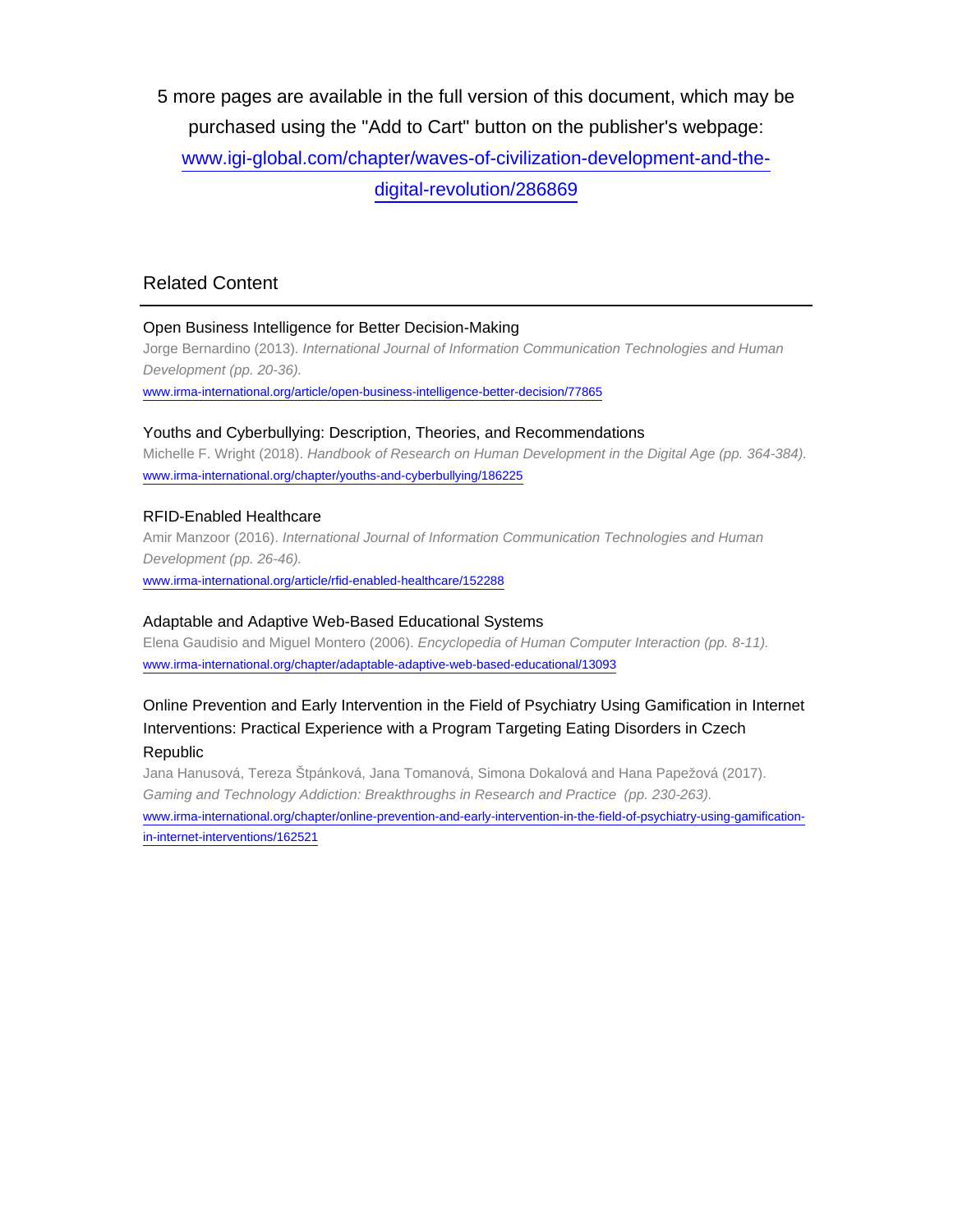5 more pages are available in the full version of this document, which may be purchased using the "Add to Cart" button on the publisher's webpage: [www.igi-global.com/chapter/waves-of-civilization-development-and-the-digital-revolution/286869](www.igi-global.com/chapter/waves-of-civilization-development-and-the-digital-revolution/286869)

## Related Content

**Open Business Intelligence for Better Decision-Making**
Jorge Bernardino (2013). *International Journal of Information Communication Technologies and Human Development (pp. 20-36).*
[www.irma-international.org/article/open-business-intelligence-better-decision/77865](www.irma-international.org/article/open-business-intelligence-better-decision/77865)

**Youths and Cyberbullying: Description, Theories, and Recommendations**
Michelle F. Wright (2018). *Handbook of Research on Human Development in the Digital Age (pp. 364-384).*
[www.irma-international.org/chapter/youths-and-cyberbullying/186225](www.irma-international.org/chapter/youths-and-cyberbullying/186225)

**RFID-Enabled Healthcare**
Amir Manzoor (2016). *International Journal of Information Communication Technologies and Human Development (pp. 26-46).*
[www.irma-international.org/article/rfid-enabled-healthcare/152288](www.irma-international.org/article/rfid-enabled-healthcare/152288)

**Adaptable and Adaptive Web-Based Educational Systems**
Elena Gaudisio and Miguel Montero (2006). *Encyclopedia of Human Computer Interaction (pp. 8-11).*
[www.irma-international.org/chapter/adaptable-adaptive-web-based-educational/13093](www.irma-international.org/chapter/adaptable-adaptive-web-based-educational/13093)

**Online Prevention and Early Intervention in the Field of Psychiatry Using Gamification in Internet Interventions: Practical Experience with a Program Targeting Eating Disorders in Czech Republic**
Jana Hanusová, Tereza Štpánková, Jana Tomanová, Simona Dokalová and Hana Papežová (2017). *Gaming and Technology Addiction: Breakthroughs in Research and Practice (pp. 230-263).*
[www.irma-international.org/chapter/online-prevention-and-early-intervention-in-the-field-of-psychiatry-using-gamification-in-internet-interventions/162521](www.irma-international.org/chapter/online-prevention-and-early-intervention-in-the-field-of-psychiatry-using-gamification-in-internet-interventions/162521)